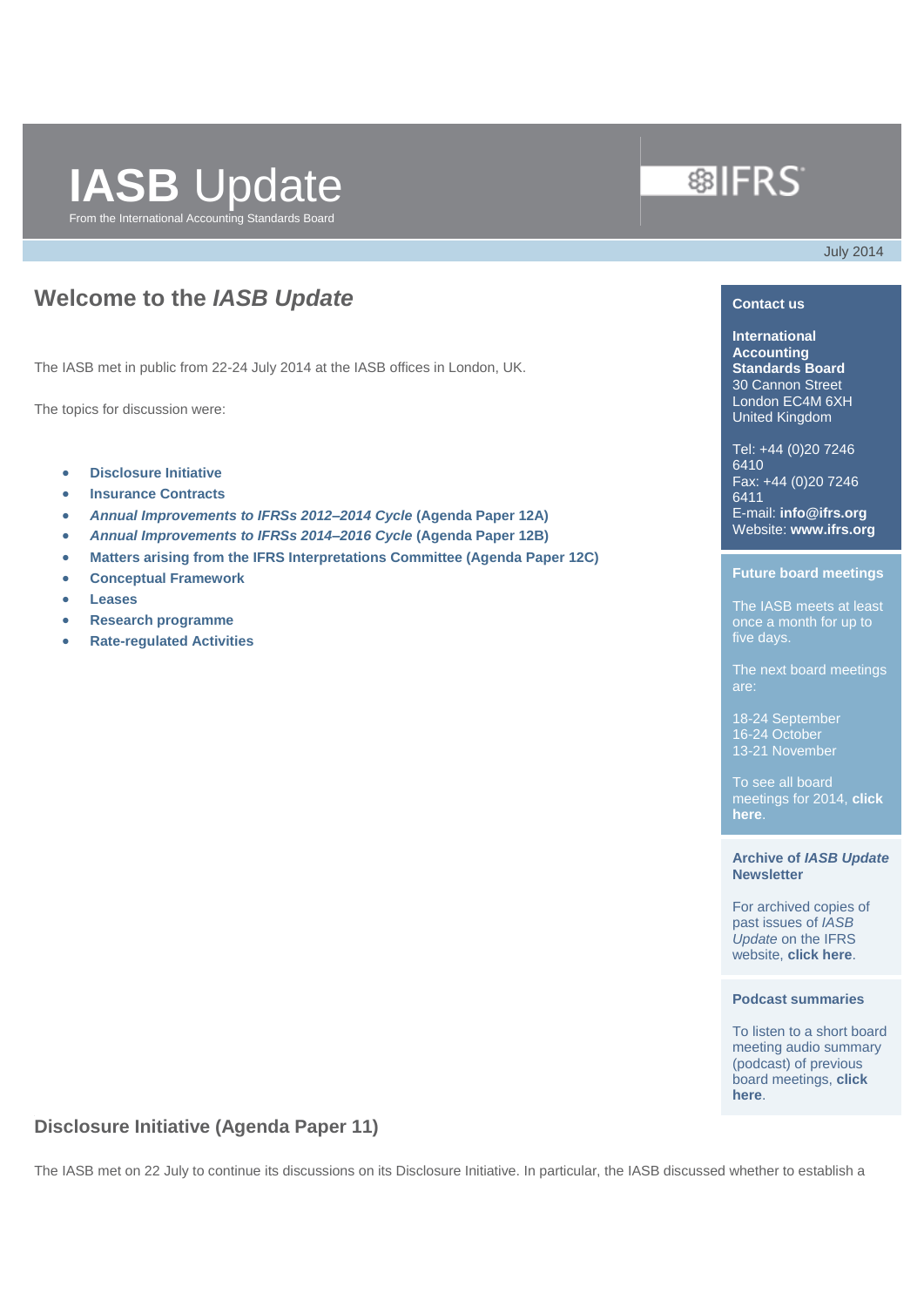# IASB Update

From the International Accounting Standards Board

July 2014

## Welcome to the *IASB Update*

The IASB met in public from 22-24 July 2014 at the IASB offices in London, UK.

The topics for discussion were:

- **Disclosure Initiative**
- **Insurance Contracts**
- ***Annual Improvements to IFRSs 2012–2014 Cycle* (Agenda Paper 12A)**
- ***Annual Improvements to IFRSs 2014–2016 Cycle* (Agenda Paper 12B)**
- **Matters arising from the IFRS Interpretations Committee (Agenda Paper 12C)**
- **Conceptual Framework**
- **Leases**
- **Research programme**
- **Rate-regulated Activities**

**Contact us**

**International Accounting Standards Board**
30 Cannon Street
London EC4M 6XH
United Kingdom

Tel: +44 (0)20 7246 6410
Fax: +44 (0)20 7246 6411
E-mail: **info@ifrs.org**
Website: **www.ifrs.org**

**Future board meetings**

The IASB meets at least once a month for up to five days.

The next board meetings are:

18-24 September
16-24 October
13-21 November

To see all board meetings for 2014, **click here**.

**Archive of *IASB Update* Newsletter**

For archived copies of past issues of *IASB Update* on the IFRS website, **click here**.

**Podcast summaries**

To listen to a short board meeting audio summary (podcast) of previous board meetings, **click here**.

## Disclosure Initiative (Agenda Paper 11)

The IASB met on 22 July to continue its discussions on its Disclosure Initiative. In particular, the IASB discussed whether to establish a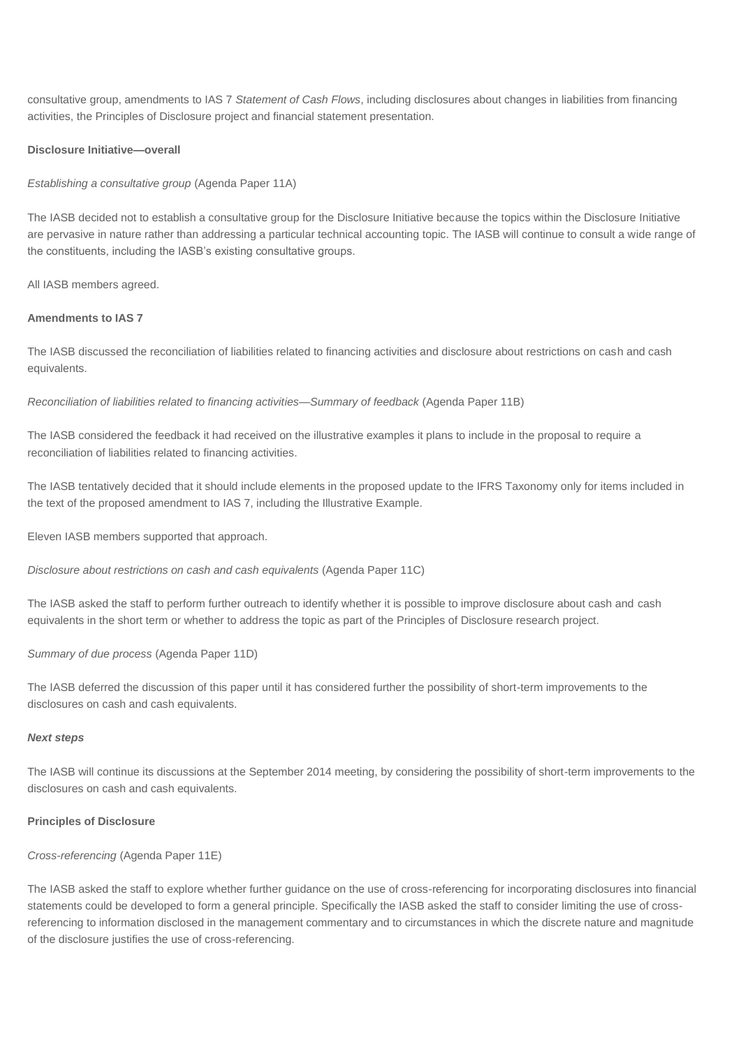consultative group, amendments to IAS 7 *Statement of Cash Flows*, including disclosures about changes in liabilities from financing activities, the Principles of Disclosure project and financial statement presentation.

**Disclosure Initiative—overall**

*Establishing a consultative group* (Agenda Paper 11A)

The IASB decided not to establish a consultative group for the Disclosure Initiative because the topics within the Disclosure Initiative are pervasive in nature rather than addressing a particular technical accounting topic. The IASB will continue to consult a wide range of the constituents, including the IASB's existing consultative groups.

All IASB members agreed.

**Amendments to IAS 7**

The IASB discussed the reconciliation of liabilities related to financing activities and disclosure about restrictions on cash and cash equivalents.

*Reconciliation of liabilities related to financing activities—Summary of feedback* (Agenda Paper 11B)

The IASB considered the feedback it had received on the illustrative examples it plans to include in the proposal to require a reconciliation of liabilities related to financing activities.

The IASB tentatively decided that it should include elements in the proposed update to the IFRS Taxonomy only for items included in the text of the proposed amendment to IAS 7, including the Illustrative Example.

Eleven IASB members supported that approach.

*Disclosure about restrictions on cash and cash equivalents* (Agenda Paper 11C)

The IASB asked the staff to perform further outreach to identify whether it is possible to improve disclosure about cash and cash equivalents in the short term or whether to address the topic as part of the Principles of Disclosure research project.

*Summary of due process* (Agenda Paper 11D)

The IASB deferred the discussion of this paper until it has considered further the possibility of short-term improvements to the disclosures on cash and cash equivalents.

***Next steps***

The IASB will continue its discussions at the September 2014 meeting, by considering the possibility of short-term improvements to the disclosures on cash and cash equivalents.

**Principles of Disclosure**

*Cross-referencing* (Agenda Paper 11E)

The IASB asked the staff to explore whether further guidance on the use of cross-referencing for incorporating disclosures into financial statements could be developed to form a general principle. Specifically the IASB asked the staff to consider limiting the use of cross-referencing to information disclosed in the management commentary and to circumstances in which the discrete nature and magnitude of the disclosure justifies the use of cross-referencing.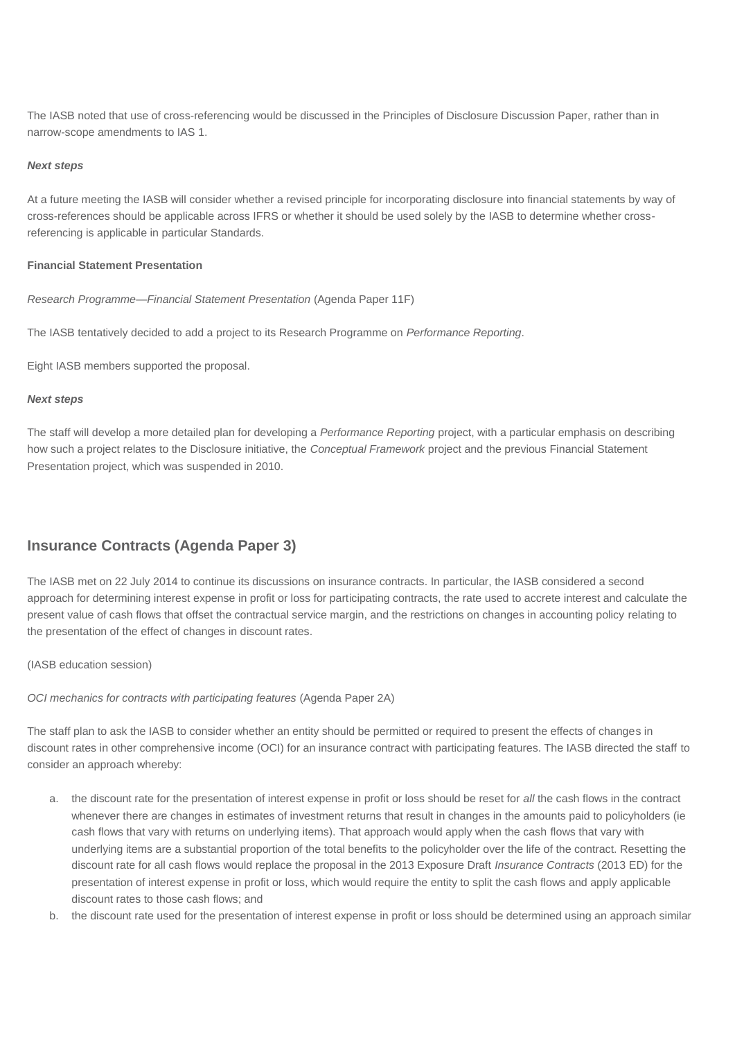The IASB noted that use of cross-referencing would be discussed in the Principles of Disclosure Discussion Paper, rather than in narrow-scope amendments to IAS 1.

***Next steps***

At a future meeting the IASB will consider whether a revised principle for incorporating disclosure into financial statements by way of cross-references should be applicable across IFRS or whether it should be used solely by the IASB to determine whether cross-referencing is applicable in particular Standards.

**Financial Statement Presentation**

*Research Programme—Financial Statement Presentation* (Agenda Paper 11F)

The IASB tentatively decided to add a project to its Research Programme on *Performance Reporting*.

Eight IASB members supported the proposal.

***Next steps***

The staff will develop a more detailed plan for developing a *Performance Reporting* project, with a particular emphasis on describing how such a project relates to the Disclosure initiative, the *Conceptual Framework* project and the previous Financial Statement Presentation project, which was suspended in 2010.

## Insurance Contracts (Agenda Paper 3)

The IASB met on 22 July 2014 to continue its discussions on insurance contracts. In particular, the IASB considered a second approach for determining interest expense in profit or loss for participating contracts, the rate used to accrete interest and calculate the present value of cash flows that offset the contractual service margin, and the restrictions on changes in accounting policy relating to the presentation of the effect of changes in discount rates.

(IASB education session)

*OCI mechanics for contracts with participating features* (Agenda Paper 2A)

The staff plan to ask the IASB to consider whether an entity should be permitted or required to present the effects of changes in discount rates in other comprehensive income (OCI) for an insurance contract with participating features. The IASB directed the staff to consider an approach whereby:

a. the discount rate for the presentation of interest expense in profit or loss should be reset for *all* the cash flows in the contract whenever there are changes in estimates of investment returns that result in changes in the amounts paid to policyholders (ie cash flows that vary with returns on underlying items). That approach would apply when the cash flows that vary with underlying items are a substantial proportion of the total benefits to the policyholder over the life of the contract. Resetting the discount rate for all cash flows would replace the proposal in the 2013 Exposure Draft *Insurance Contracts* (2013 ED) for the presentation of interest expense in profit or loss, which would require the entity to split the cash flows and apply applicable discount rates to those cash flows; and
b. the discount rate used for the presentation of interest expense in profit or loss should be determined using an approach similar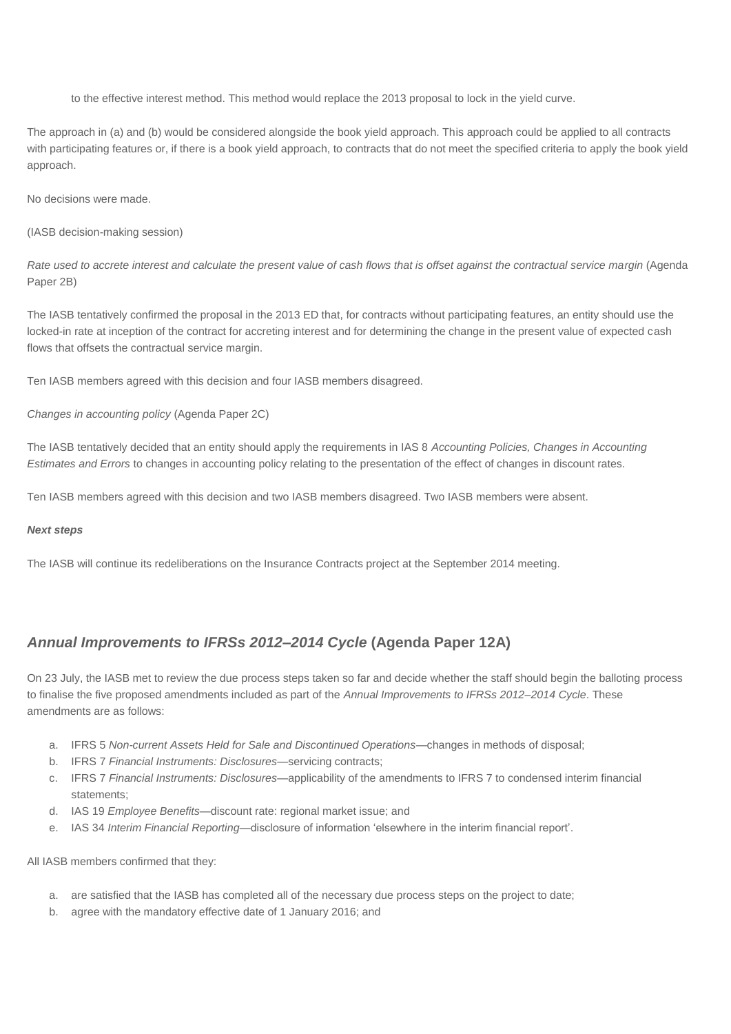to the effective interest method. This method would replace the 2013 proposal to lock in the yield curve.

The approach in (a) and (b) would be considered alongside the book yield approach. This approach could be applied to all contracts with participating features or, if there is a book yield approach, to contracts that do not meet the specified criteria to apply the book yield approach.

No decisions were made.

(IASB decision-making session)

*Rate used to accrete interest and calculate the present value of cash flows that is offset against the contractual service margin* (Agenda Paper 2B)

The IASB tentatively confirmed the proposal in the 2013 ED that, for contracts without participating features, an entity should use the locked-in rate at inception of the contract for accreting interest and for determining the change in the present value of expected cash flows that offsets the contractual service margin.

Ten IASB members agreed with this decision and four IASB members disagreed.

*Changes in accounting policy* (Agenda Paper 2C)

The IASB tentatively decided that an entity should apply the requirements in IAS 8 *Accounting Policies, Changes in Accounting Estimates and Errors* to changes in accounting policy relating to the presentation of the effect of changes in discount rates.

Ten IASB members agreed with this decision and two IASB members disagreed. Two IASB members were absent.

***Next steps***

The IASB will continue its redeliberations on the Insurance Contracts project at the September 2014 meeting.

## *Annual Improvements to IFRSs 2012–2014 Cycle* (Agenda Paper 12A)

On 23 July, the IASB met to review the due process steps taken so far and decide whether the staff should begin the balloting process to finalise the five proposed amendments included as part of the *Annual Improvements to IFRSs 2012–2014 Cycle*. These amendments are as follows:

a. IFRS 5 *Non-current Assets Held for Sale and Discontinued Operations*—changes in methods of disposal;
b. IFRS 7 *Financial Instruments: Disclosures*—servicing contracts;
c. IFRS 7 *Financial Instruments: Disclosures*—applicability of the amendments to IFRS 7 to condensed interim financial statements;
d. IAS 19 *Employee Benefits*—discount rate: regional market issue; and
e. IAS 34 *Interim Financial Reporting*—disclosure of information 'elsewhere in the interim financial report'.

All IASB members confirmed that they:

a. are satisfied that the IASB has completed all of the necessary due process steps on the project to date;
b. agree with the mandatory effective date of 1 January 2016; and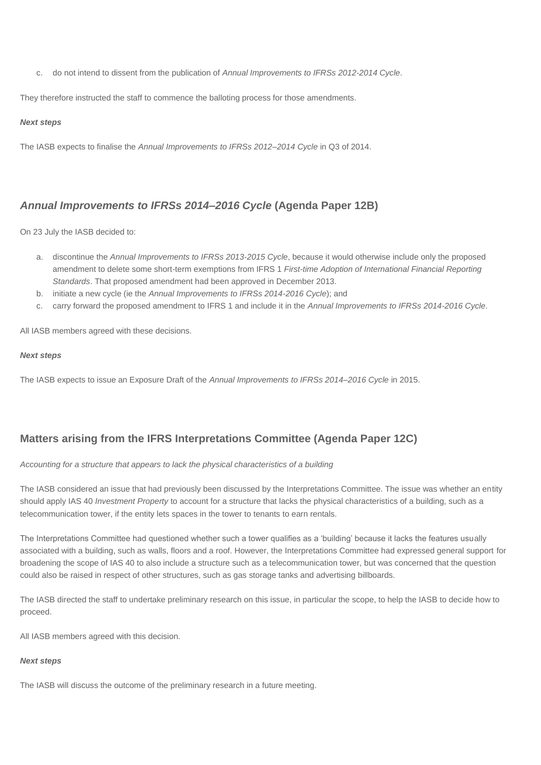c. do not intend to dissent from the publication of *Annual Improvements to IFRSs 2012-2014 Cycle*.

They therefore instructed the staff to commence the balloting process for those amendments.

***Next steps***

The IASB expects to finalise the *Annual Improvements to IFRSs 2012–2014 Cycle* in Q3 of 2014.

## *Annual Improvements to IFRSs 2014–2016 Cycle* (Agenda Paper 12B)

On 23 July the IASB decided to:

a. discontinue the *Annual Improvements to IFRSs 2013-2015 Cycle*, because it would otherwise include only the proposed amendment to delete some short-term exemptions from IFRS 1 *First-time Adoption of International Financial Reporting Standards*. That proposed amendment had been approved in December 2013.
b. initiate a new cycle (ie the *Annual Improvements to IFRSs 2014-2016 Cycle*); and
c. carry forward the proposed amendment to IFRS 1 and include it in the *Annual Improvements to IFRSs 2014-2016 Cycle*.

All IASB members agreed with these decisions.

***Next steps***

The IASB expects to issue an Exposure Draft of the *Annual Improvements to IFRSs 2014–2016 Cycle* in 2015.

## Matters arising from the IFRS Interpretations Committee (Agenda Paper 12C)

*Accounting for a structure that appears to lack the physical characteristics of a building*

The IASB considered an issue that had previously been discussed by the Interpretations Committee. The issue was whether an entity should apply IAS 40 *Investment Property* to account for a structure that lacks the physical characteristics of a building, such as a telecommunication tower, if the entity lets spaces in the tower to tenants to earn rentals.

The Interpretations Committee had questioned whether such a tower qualifies as a 'building' because it lacks the features usually associated with a building, such as walls, floors and a roof. However, the Interpretations Committee had expressed general support for broadening the scope of IAS 40 to also include a structure such as a telecommunication tower, but was concerned that the question could also be raised in respect of other structures, such as gas storage tanks and advertising billboards.

The IASB directed the staff to undertake preliminary research on this issue, in particular the scope, to help the IASB to decide how to proceed.

All IASB members agreed with this decision.

***Next steps***

The IASB will discuss the outcome of the preliminary research in a future meeting.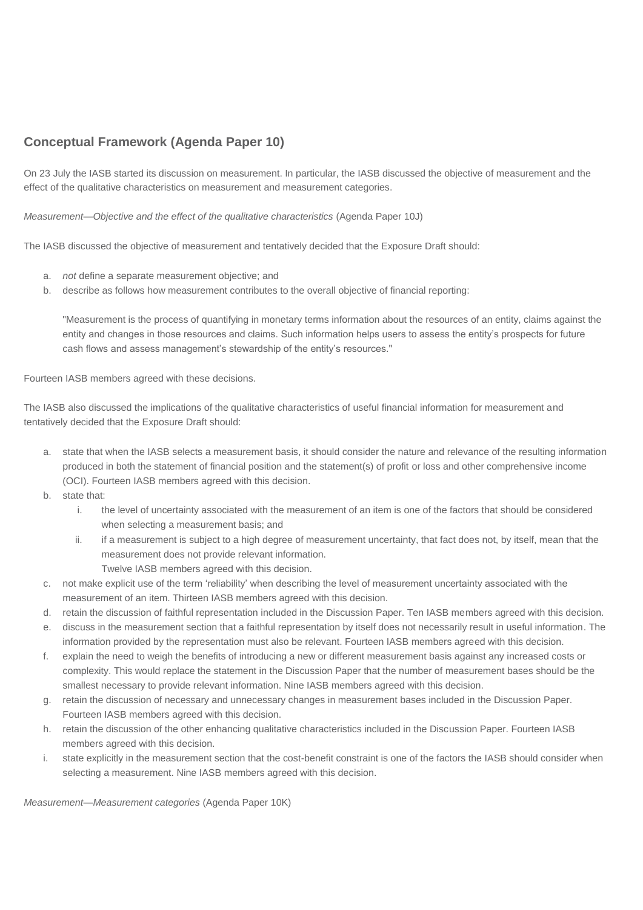## Conceptual Framework (Agenda Paper 10)

On 23 July the IASB started its discussion on measurement. In particular, the IASB discussed the objective of measurement and the effect of the qualitative characteristics on measurement and measurement categories.

*Measurement—Objective and the effect of the qualitative characteristics* (Agenda Paper 10J)

The IASB discussed the objective of measurement and tentatively decided that the Exposure Draft should:

a. *not* define a separate measurement objective; and
b. describe as follows how measurement contributes to the overall objective of financial reporting:

   "Measurement is the process of quantifying in monetary terms information about the resources of an entity, claims against the entity and changes in those resources and claims. Such information helps users to assess the entity's prospects for future cash flows and assess management's stewardship of the entity's resources."

Fourteen IASB members agreed with these decisions.

The IASB also discussed the implications of the qualitative characteristics of useful financial information for measurement and tentatively decided that the Exposure Draft should:

a. state that when the IASB selects a measurement basis, it should consider the nature and relevance of the resulting information produced in both the statement of financial position and the statement(s) of profit or loss and other comprehensive income (OCI). Fourteen IASB members agreed with this decision.
b. state that:
   i. the level of uncertainty associated with the measurement of an item is one of the factors that should be considered when selecting a measurement basis; and
   ii. if a measurement is subject to a high degree of measurement uncertainty, that fact does not, by itself, mean that the measurement does not provide relevant information.
   Twelve IASB members agreed with this decision.
c. not make explicit use of the term 'reliability' when describing the level of measurement uncertainty associated with the measurement of an item. Thirteen IASB members agreed with this decision.
d. retain the discussion of faithful representation included in the Discussion Paper. Ten IASB members agreed with this decision.
e. discuss in the measurement section that a faithful representation by itself does not necessarily result in useful information. The information provided by the representation must also be relevant. Fourteen IASB members agreed with this decision.
f. explain the need to weigh the benefits of introducing a new or different measurement basis against any increased costs or complexity. This would replace the statement in the Discussion Paper that the number of measurement bases should be the smallest necessary to provide relevant information. Nine IASB members agreed with this decision.
g. retain the discussion of necessary and unnecessary changes in measurement bases included in the Discussion Paper. Fourteen IASB members agreed with this decision.
h. retain the discussion of the other enhancing qualitative characteristics included in the Discussion Paper. Fourteen IASB members agreed with this decision.
i. state explicitly in the measurement section that the cost-benefit constraint is one of the factors the IASB should consider when selecting a measurement. Nine IASB members agreed with this decision.

*Measurement—Measurement categories* (Agenda Paper 10K)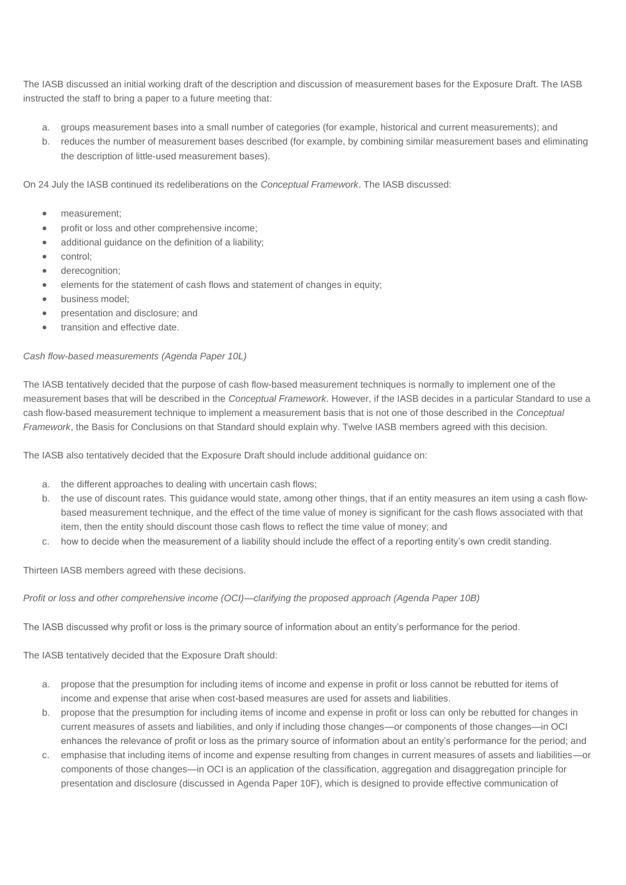The IASB discussed an initial working draft of the description and discussion of measurement bases for the Exposure Draft. The IASB instructed the staff to bring a paper to a future meeting that:

a. groups measurement bases into a small number of categories (for example, historical and current measurements); and
b. reduces the number of measurement bases described (for example, by combining similar measurement bases and eliminating the description of little-used measurement bases).

On 24 July the IASB continued its redeliberations on the *Conceptual Framework*. The IASB discussed:

- measurement;
- profit or loss and other comprehensive income;
- additional guidance on the definition of a liability;
- control;
- derecognition;
- elements for the statement of cash flows and statement of changes in equity;
- business model;
- presentation and disclosure; and
- transition and effective date.

*Cash flow-based measurements (Agenda Paper 10L)*

The IASB tentatively decided that the purpose of cash flow-based measurement techniques is normally to implement one of the measurement bases that will be described in the *Conceptual Framework*. However, if the IASB decides in a particular Standard to use a cash flow-based measurement technique to implement a measurement basis that is not one of those described in the *Conceptual Framework*, the Basis for Conclusions on that Standard should explain why. Twelve IASB members agreed with this decision.

The IASB also tentatively decided that the Exposure Draft should include additional guidance on:

a. the different approaches to dealing with uncertain cash flows;
b. the use of discount rates. This guidance would state, among other things, that if an entity measures an item using a cash flow-based measurement technique, and the effect of the time value of money is significant for the cash flows associated with that item, then the entity should discount those cash flows to reflect the time value of money; and
c. how to decide when the measurement of a liability should include the effect of a reporting entity's own credit standing.

Thirteen IASB members agreed with these decisions.

*Profit or loss and other comprehensive income (OCI)—clarifying the proposed approach (Agenda Paper 10B)*

The IASB discussed why profit or loss is the primary source of information about an entity's performance for the period.

The IASB tentatively decided that the Exposure Draft should:

a. propose that the presumption for including items of income and expense in profit or loss cannot be rebutted for items of income and expense that arise when cost-based measures are used for assets and liabilities.
b. propose that the presumption for including items of income and expense in profit or loss can only be rebutted for changes in current measures of assets and liabilities, and only if including those changes—or components of those changes—in OCI enhances the relevance of profit or loss as the primary source of information about an entity's performance for the period; and
c. emphasise that including items of income and expense resulting from changes in current measures of assets and liabilities—or components of those changes—in OCI is an application of the classification, aggregation and disaggregation principle for presentation and disclosure (discussed in Agenda Paper 10F), which is designed to provide effective communication of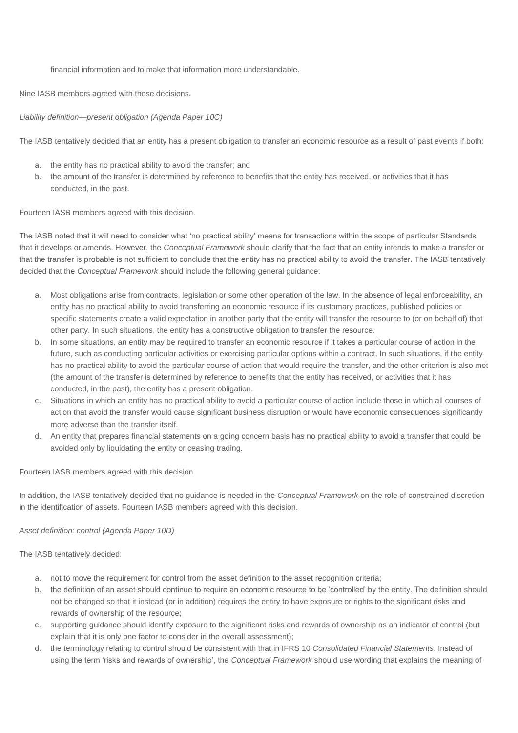financial information and to make that information more understandable.

Nine IASB members agreed with these decisions.

*Liability definition—present obligation (Agenda Paper 10C)*

The IASB tentatively decided that an entity has a present obligation to transfer an economic resource as a result of past events if both:

a. the entity has no practical ability to avoid the transfer; and
b. the amount of the transfer is determined by reference to benefits that the entity has received, or activities that it has conducted, in the past.

Fourteen IASB members agreed with this decision.

The IASB noted that it will need to consider what 'no practical ability' means for transactions within the scope of particular Standards that it develops or amends. However, the *Conceptual Framework* should clarify that the fact that an entity intends to make a transfer or that the transfer is probable is not sufficient to conclude that the entity has no practical ability to avoid the transfer. The IASB tentatively decided that the *Conceptual Framework* should include the following general guidance:

a. Most obligations arise from contracts, legislation or some other operation of the law. In the absence of legal enforceability, an entity has no practical ability to avoid transferring an economic resource if its customary practices, published policies or specific statements create a valid expectation in another party that the entity will transfer the resource to (or on behalf of) that other party. In such situations, the entity has a constructive obligation to transfer the resource.
b. In some situations, an entity may be required to transfer an economic resource if it takes a particular course of action in the future, such as conducting particular activities or exercising particular options within a contract. In such situations, if the entity has no practical ability to avoid the particular course of action that would require the transfer, and the other criterion is also met (the amount of the transfer is determined by reference to benefits that the entity has received, or activities that it has conducted, in the past), the entity has a present obligation.
c. Situations in which an entity has no practical ability to avoid a particular course of action include those in which all courses of action that avoid the transfer would cause significant business disruption or would have economic consequences significantly more adverse than the transfer itself.
d. An entity that prepares financial statements on a going concern basis has no practical ability to avoid a transfer that could be avoided only by liquidating the entity or ceasing trading.

Fourteen IASB members agreed with this decision.

In addition, the IASB tentatively decided that no guidance is needed in the *Conceptual Framework* on the role of constrained discretion in the identification of assets. Fourteen IASB members agreed with this decision.

*Asset definition: control (Agenda Paper 10D)*

The IASB tentatively decided:

a. not to move the requirement for control from the asset definition to the asset recognition criteria;
b. the definition of an asset should continue to require an economic resource to be 'controlled' by the entity. The definition should not be changed so that it instead (or in addition) requires the entity to have exposure or rights to the significant risks and rewards of ownership of the resource;
c. supporting guidance should identify exposure to the significant risks and rewards of ownership as an indicator of control (but explain that it is only one factor to consider in the overall assessment);
d. the terminology relating to control should be consistent with that in IFRS 10 *Consolidated Financial Statements*. Instead of using the term 'risks and rewards of ownership', the *Conceptual Framework* should use wording that explains the meaning of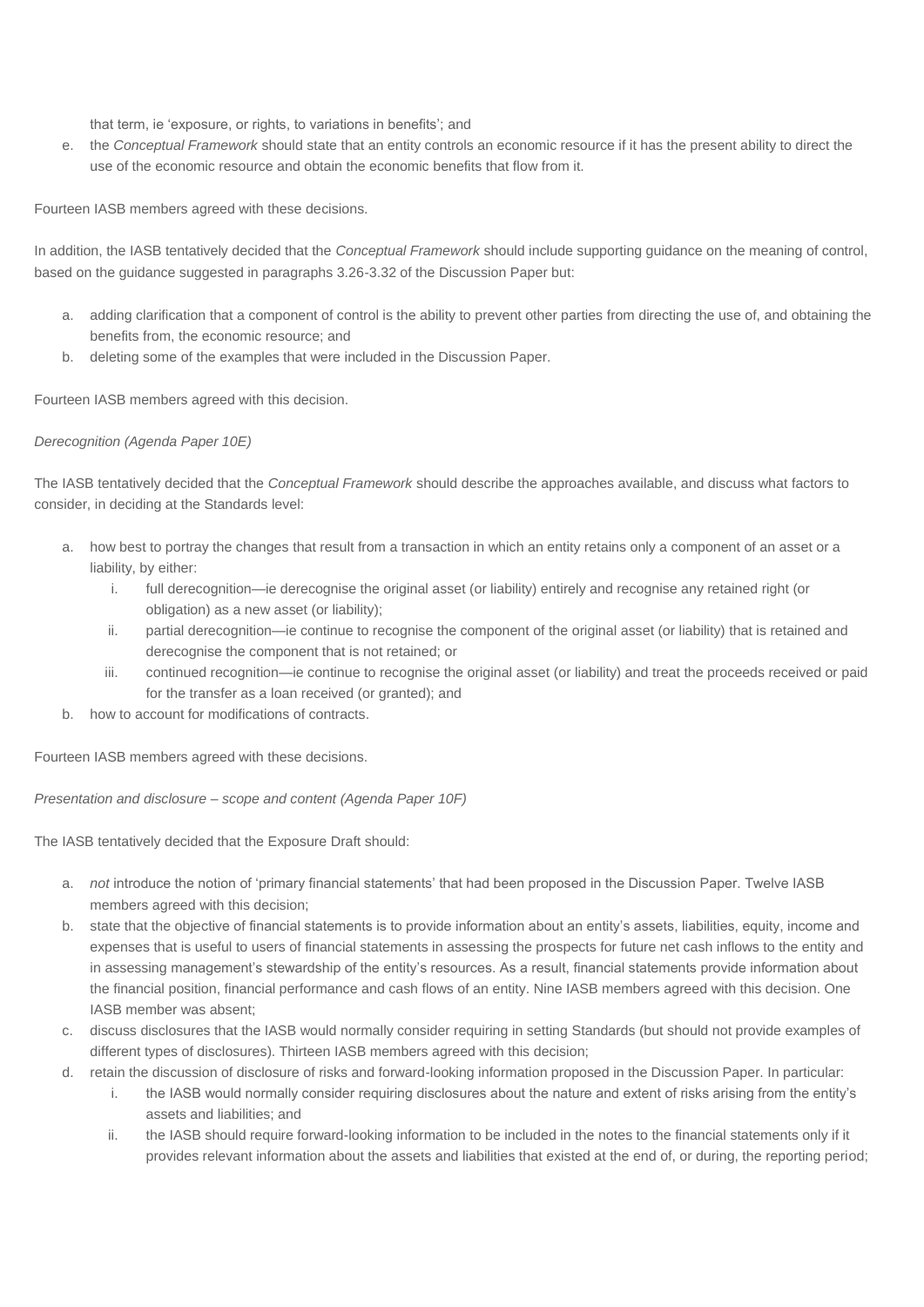that term, ie 'exposure, or rights, to variations in benefits'; and

e. the *Conceptual Framework* should state that an entity controls an economic resource if it has the present ability to direct the use of the economic resource and obtain the economic benefits that flow from it.

Fourteen IASB members agreed with these decisions.

In addition, the IASB tentatively decided that the *Conceptual Framework* should include supporting guidance on the meaning of control, based on the guidance suggested in paragraphs 3.26-3.32 of the Discussion Paper but:

a. adding clarification that a component of control is the ability to prevent other parties from directing the use of, and obtaining the benefits from, the economic resource; and
b. deleting some of the examples that were included in the Discussion Paper.

Fourteen IASB members agreed with this decision.

*Derecognition (Agenda Paper 10E)*

The IASB tentatively decided that the *Conceptual Framework* should describe the approaches available, and discuss what factors to consider, in deciding at the Standards level:

a. how best to portray the changes that result from a transaction in which an entity retains only a component of an asset or a liability, by either:
    i. full derecognition—ie derecognise the original asset (or liability) entirely and recognise any retained right (or obligation) as a new asset (or liability);
    ii. partial derecognition—ie continue to recognise the component of the original asset (or liability) that is retained and derecognise the component that is not retained; or
    iii. continued recognition—ie continue to recognise the original asset (or liability) and treat the proceeds received or paid for the transfer as a loan received (or granted); and
b. how to account for modifications of contracts.

Fourteen IASB members agreed with these decisions.

*Presentation and disclosure – scope and content (Agenda Paper 10F)*

The IASB tentatively decided that the Exposure Draft should:

a. *not* introduce the notion of 'primary financial statements' that had been proposed in the Discussion Paper. Twelve IASB members agreed with this decision;
b. state that the objective of financial statements is to provide information about an entity's assets, liabilities, equity, income and expenses that is useful to users of financial statements in assessing the prospects for future net cash inflows to the entity and in assessing management's stewardship of the entity's resources. As a result, financial statements provide information about the financial position, financial performance and cash flows of an entity. Nine IASB members agreed with this decision. One IASB member was absent;
c. discuss disclosures that the IASB would normally consider requiring in setting Standards (but should not provide examples of different types of disclosures). Thirteen IASB members agreed with this decision;
d. retain the discussion of disclosure of risks and forward-looking information proposed in the Discussion Paper. In particular:
    i. the IASB would normally consider requiring disclosures about the nature and extent of risks arising from the entity's assets and liabilities; and
    ii. the IASB should require forward-looking information to be included in the notes to the financial statements only if it provides relevant information about the assets and liabilities that existed at the end of, or during, the reporting period;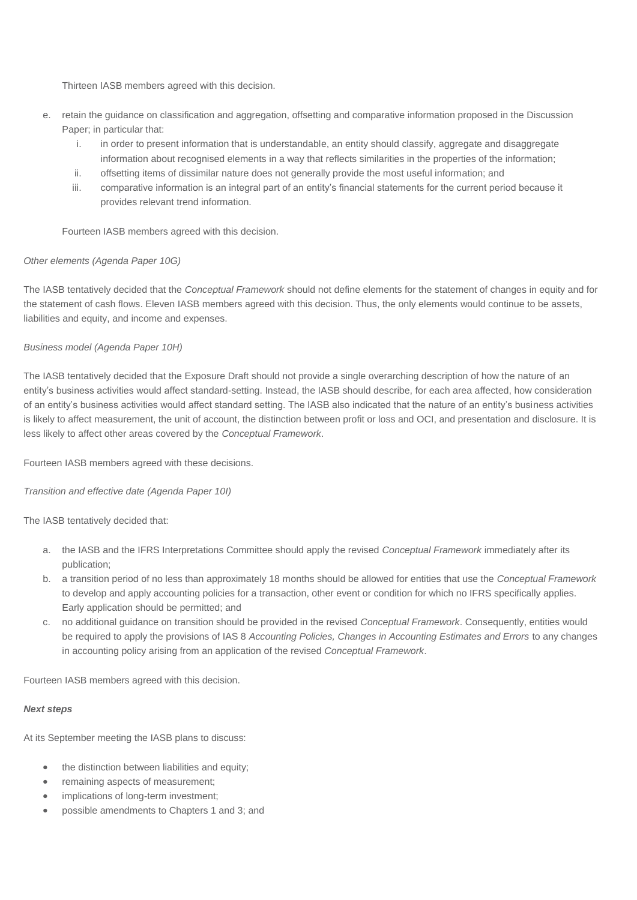Thirteen IASB members agreed with this decision.

e. retain the guidance on classification and aggregation, offsetting and comparative information proposed in the Discussion Paper; in particular that:
   i. in order to present information that is understandable, an entity should classify, aggregate and disaggregate information about recognised elements in a way that reflects similarities in the properties of the information;
   ii. offsetting items of dissimilar nature does not generally provide the most useful information; and
   iii. comparative information is an integral part of an entity's financial statements for the current period because it provides relevant trend information.

Fourteen IASB members agreed with this decision.

*Other elements (Agenda Paper 10G)*

The IASB tentatively decided that the *Conceptual Framework* should not define elements for the statement of changes in equity and for the statement of cash flows. Eleven IASB members agreed with this decision. Thus, the only elements would continue to be assets, liabilities and equity, and income and expenses.

*Business model (Agenda Paper 10H)*

The IASB tentatively decided that the Exposure Draft should not provide a single overarching description of how the nature of an entity's business activities would affect standard-setting. Instead, the IASB should describe, for each area affected, how consideration of an entity's business activities would affect standard setting. The IASB also indicated that the nature of an entity's business activities is likely to affect measurement, the unit of account, the distinction between profit or loss and OCI, and presentation and disclosure. It is less likely to affect other areas covered by the *Conceptual Framework*.

Fourteen IASB members agreed with these decisions.

*Transition and effective date (Agenda Paper 10I)*

The IASB tentatively decided that:

a. the IASB and the IFRS Interpretations Committee should apply the revised *Conceptual Framework* immediately after its publication;
b. a transition period of no less than approximately 18 months should be allowed for entities that use the *Conceptual Framework* to develop and apply accounting policies for a transaction, other event or condition for which no IFRS specifically applies. Early application should be permitted; and
c. no additional guidance on transition should be provided in the revised *Conceptual Framework*. Consequently, entities would be required to apply the provisions of IAS 8 *Accounting Policies, Changes in Accounting Estimates and Errors* to any changes in accounting policy arising from an application of the revised *Conceptual Framework*.

Fourteen IASB members agreed with this decision.

***Next steps***

At its September meeting the IASB plans to discuss:

- the distinction between liabilities and equity;
- remaining aspects of measurement;
- implications of long-term investment;
- possible amendments to Chapters 1 and 3; and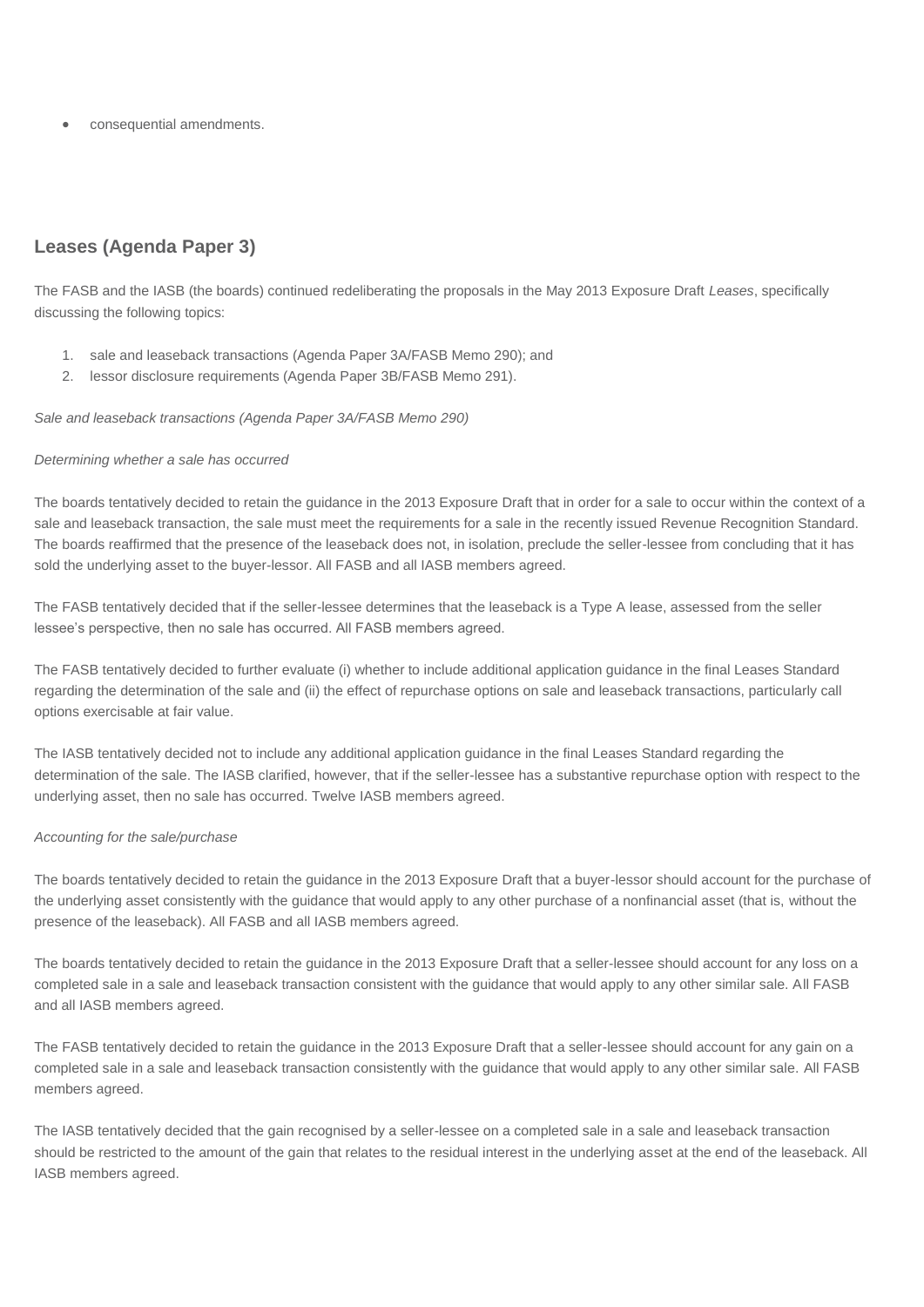- consequential amendments.

## Leases (Agenda Paper 3)

The FASB and the IASB (the boards) continued redeliberating the proposals in the May 2013 Exposure Draft *Leases*, specifically discussing the following topics:

1. sale and leaseback transactions (Agenda Paper 3A/FASB Memo 290); and
2. lessor disclosure requirements (Agenda Paper 3B/FASB Memo 291).

*Sale and leaseback transactions (Agenda Paper 3A/FASB Memo 290)*

*Determining whether a sale has occurred*

The boards tentatively decided to retain the guidance in the 2013 Exposure Draft that in order for a sale to occur within the context of a sale and leaseback transaction, the sale must meet the requirements for a sale in the recently issued Revenue Recognition Standard. The boards reaffirmed that the presence of the leaseback does not, in isolation, preclude the seller-lessee from concluding that it has sold the underlying asset to the buyer-lessor. All FASB and all IASB members agreed.

The FASB tentatively decided that if the seller-lessee determines that the leaseback is a Type A lease, assessed from the seller lessee's perspective, then no sale has occurred. All FASB members agreed.

The FASB tentatively decided to further evaluate (i) whether to include additional application guidance in the final Leases Standard regarding the determination of the sale and (ii) the effect of repurchase options on sale and leaseback transactions, particularly call options exercisable at fair value.

The IASB tentatively decided not to include any additional application guidance in the final Leases Standard regarding the determination of the sale. The IASB clarified, however, that if the seller-lessee has a substantive repurchase option with respect to the underlying asset, then no sale has occurred. Twelve IASB members agreed.

*Accounting for the sale/purchase*

The boards tentatively decided to retain the guidance in the 2013 Exposure Draft that a buyer-lessor should account for the purchase of the underlying asset consistently with the guidance that would apply to any other purchase of a nonfinancial asset (that is, without the presence of the leaseback). All FASB and all IASB members agreed.

The boards tentatively decided to retain the guidance in the 2013 Exposure Draft that a seller-lessee should account for any loss on a completed sale in a sale and leaseback transaction consistent with the guidance that would apply to any other similar sale. All FASB and all IASB members agreed.

The FASB tentatively decided to retain the guidance in the 2013 Exposure Draft that a seller-lessee should account for any gain on a completed sale in a sale and leaseback transaction consistently with the guidance that would apply to any other similar sale. All FASB members agreed.

The IASB tentatively decided that the gain recognised by a seller-lessee on a completed sale in a sale and leaseback transaction should be restricted to the amount of the gain that relates to the residual interest in the underlying asset at the end of the leaseback. All IASB members agreed.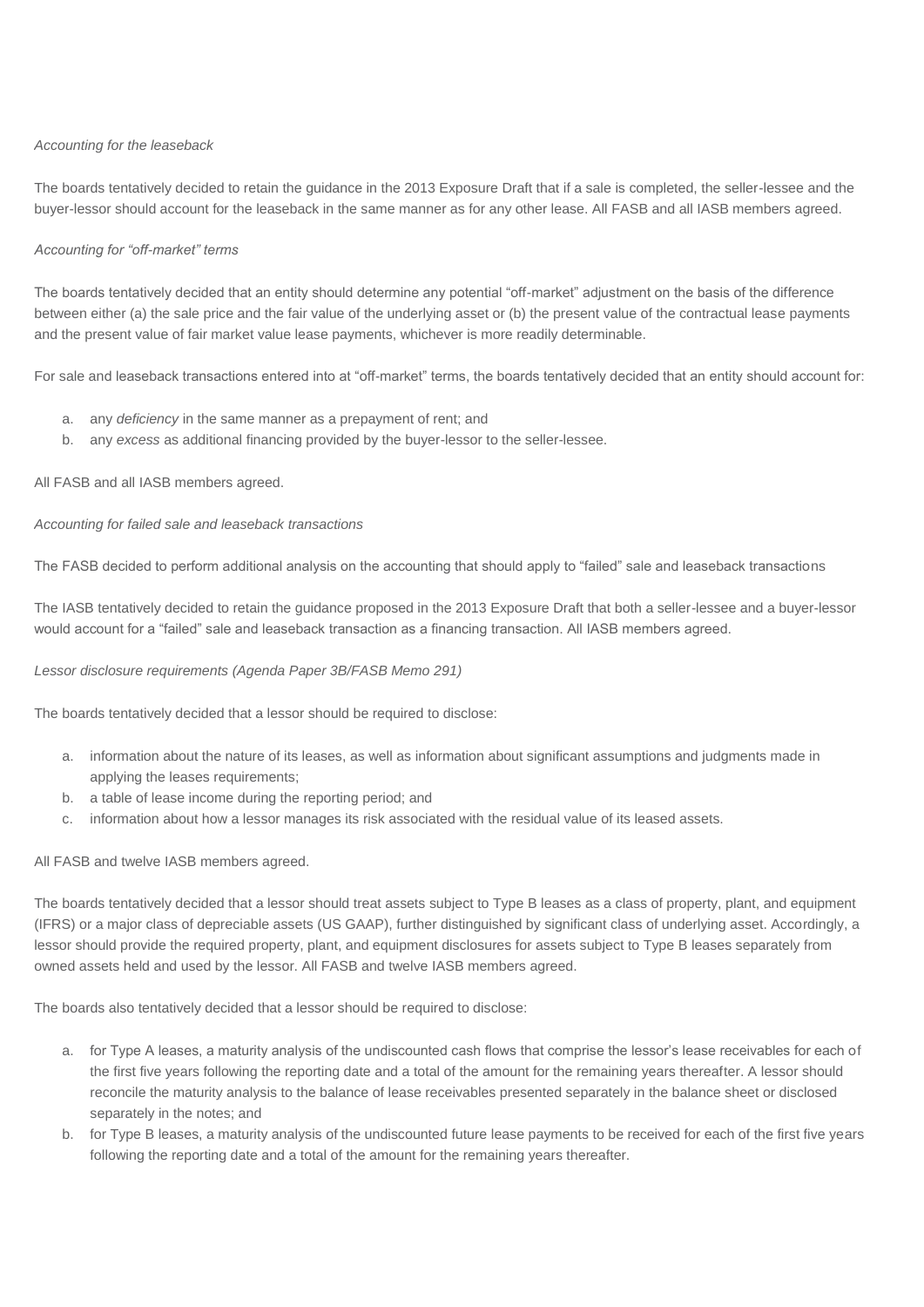*Accounting for the leaseback*

The boards tentatively decided to retain the guidance in the 2013 Exposure Draft that if a sale is completed, the seller-lessee and the buyer-lessor should account for the leaseback in the same manner as for any other lease. All FASB and all IASB members agreed.

*Accounting for "off-market" terms*

The boards tentatively decided that an entity should determine any potential "off-market" adjustment on the basis of the difference between either (a) the sale price and the fair value of the underlying asset or (b) the present value of the contractual lease payments and the present value of fair market value lease payments, whichever is more readily determinable.

For sale and leaseback transactions entered into at "off-market" terms, the boards tentatively decided that an entity should account for:

a. any *deficiency* in the same manner as a prepayment of rent; and
b. any *excess* as additional financing provided by the buyer-lessor to the seller-lessee.

All FASB and all IASB members agreed.

*Accounting for failed sale and leaseback transactions*

The FASB decided to perform additional analysis on the accounting that should apply to "failed" sale and leaseback transactions

The IASB tentatively decided to retain the guidance proposed in the 2013 Exposure Draft that both a seller-lessee and a buyer-lessor would account for a "failed" sale and leaseback transaction as a financing transaction. All IASB members agreed.

*Lessor disclosure requirements (Agenda Paper 3B/FASB Memo 291)*

The boards tentatively decided that a lessor should be required to disclose:

a. information about the nature of its leases, as well as information about significant assumptions and judgments made in applying the leases requirements;
b. a table of lease income during the reporting period; and
c. information about how a lessor manages its risk associated with the residual value of its leased assets.

All FASB and twelve IASB members agreed.

The boards tentatively decided that a lessor should treat assets subject to Type B leases as a class of property, plant, and equipment (IFRS) or a major class of depreciable assets (US GAAP), further distinguished by significant class of underlying asset. Accordingly, a lessor should provide the required property, plant, and equipment disclosures for assets subject to Type B leases separately from owned assets held and used by the lessor. All FASB and twelve IASB members agreed.

The boards also tentatively decided that a lessor should be required to disclose:

a. for Type A leases, a maturity analysis of the undiscounted cash flows that comprise the lessor's lease receivables for each of the first five years following the reporting date and a total of the amount for the remaining years thereafter. A lessor should reconcile the maturity analysis to the balance of lease receivables presented separately in the balance sheet or disclosed separately in the notes; and
b. for Type B leases, a maturity analysis of the undiscounted future lease payments to be received for each of the first five years following the reporting date and a total of the amount for the remaining years thereafter.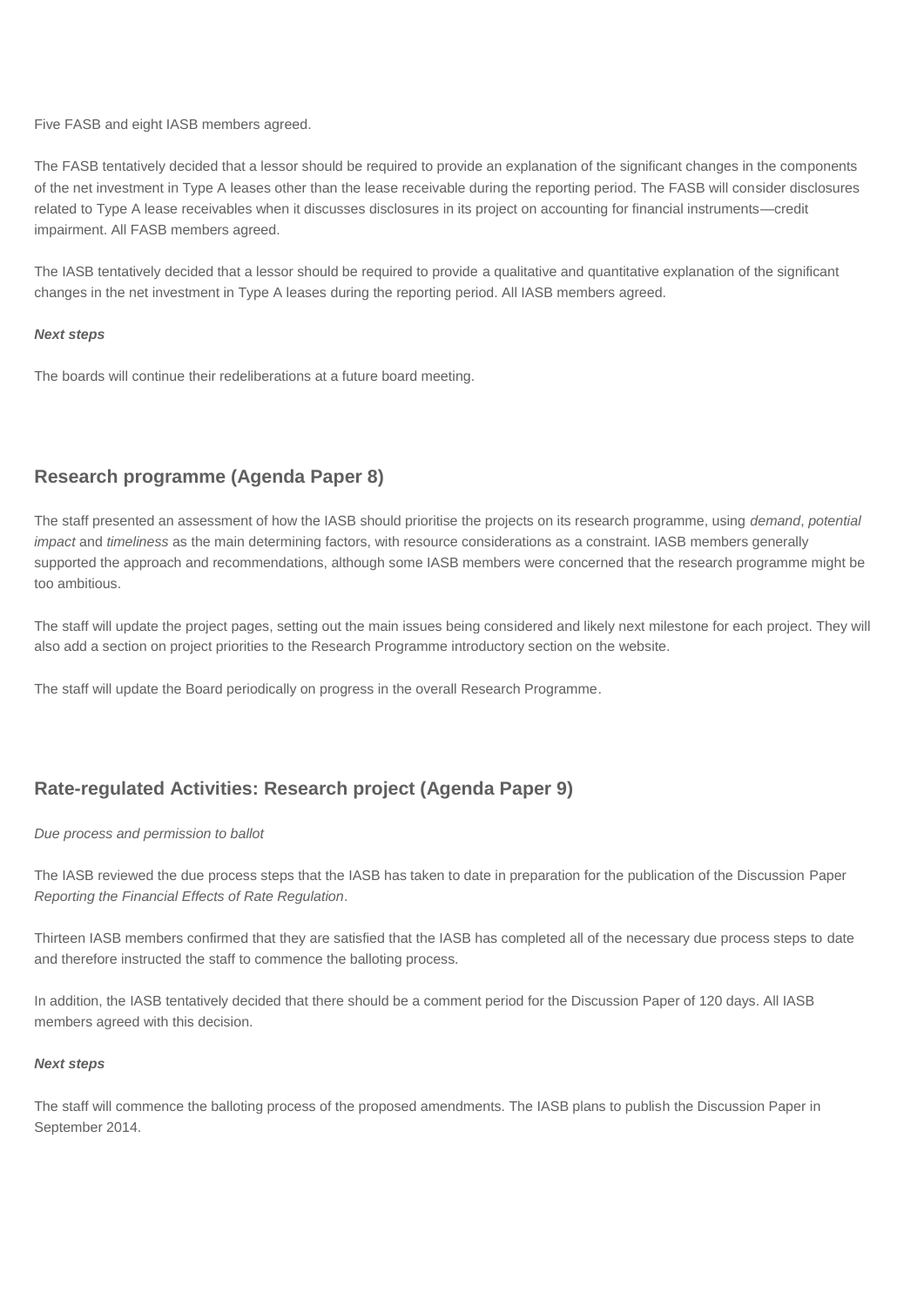Five FASB and eight IASB members agreed.

The FASB tentatively decided that a lessor should be required to provide an explanation of the significant changes in the components of the net investment in Type A leases other than the lease receivable during the reporting period. The FASB will consider disclosures related to Type A lease receivables when it discusses disclosures in its project on accounting for financial instruments—credit impairment. All FASB members agreed.

The IASB tentatively decided that a lessor should be required to provide a qualitative and quantitative explanation of the significant changes in the net investment in Type A leases during the reporting period. All IASB members agreed.

***Next steps***

The boards will continue their redeliberations at a future board meeting.

## Research programme (Agenda Paper 8)

The staff presented an assessment of how the IASB should prioritise the projects on its research programme, using *demand*, *potential impact* and *timeliness* as the main determining factors, with resource considerations as a constraint. IASB members generally supported the approach and recommendations, although some IASB members were concerned that the research programme might be too ambitious.

The staff will update the project pages, setting out the main issues being considered and likely next milestone for each project. They will also add a section on project priorities to the Research Programme introductory section on the website.

The staff will update the Board periodically on progress in the overall Research Programme.

## Rate-regulated Activities: Research project (Agenda Paper 9)

*Due process and permission to ballot*

The IASB reviewed the due process steps that the IASB has taken to date in preparation for the publication of the Discussion Paper *Reporting the Financial Effects of Rate Regulation*.

Thirteen IASB members confirmed that they are satisfied that the IASB has completed all of the necessary due process steps to date and therefore instructed the staff to commence the balloting process.

In addition, the IASB tentatively decided that there should be a comment period for the Discussion Paper of 120 days. All IASB members agreed with this decision.

***Next steps***

The staff will commence the balloting process of the proposed amendments. The IASB plans to publish the Discussion Paper in September 2014.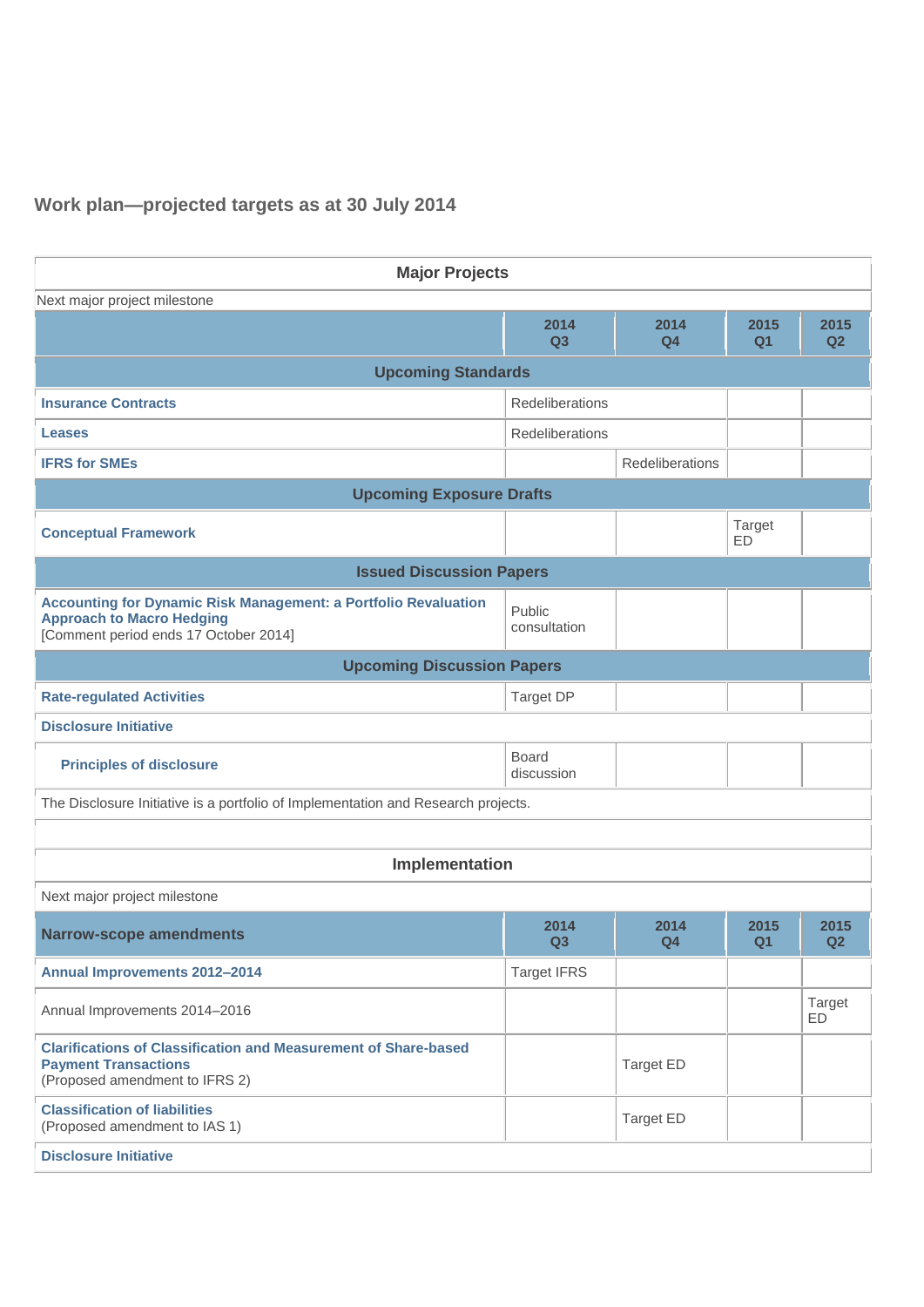## Work plan—projected targets as at 30 July 2014

| Major Projects | | | | |
|---|---|---|---|---|
| Next major project milestone | | | | |
| | 2014 Q3 | 2014 Q4 | 2015 Q1 | 2015 Q2 |
| **Upcoming Standards** | | | | |
| **Insurance Contracts** | Redeliberations | | | |
| **Leases** | Redeliberations | | | |
| **IFRS for SMEs** | | Redeliberations | | |
| **Upcoming Exposure Drafts** | | | | |
| **Conceptual Framework** | | | Target ED | |
| **Issued Discussion Papers** | | | | |
| **Accounting for Dynamic Risk Management: a Portfolio Revaluation Approach to Macro Hedging** [Comment period ends 17 October 2014] | Public consultation | | | |
| **Upcoming Discussion Papers** | | | | |
| **Rate-regulated Activities** | Target DP | | | |
| **Disclosure Initiative** | | | | |
| **Principles of disclosure** | Board discussion | | | |
| The Disclosure Initiative is a portfolio of Implementation and Research projects. | | | | |

| Implementation | | | | |
|---|---|---|---|---|
| Next major project milestone | | | | |
| **Narrow-scope amendments** | 2014 Q3 | 2014 Q4 | 2015 Q1 | 2015 Q2 |
| **Annual Improvements 2012–2014** | Target IFRS | | | |
| Annual Improvements 2014–2016 | | | | Target ED |
| **Clarifications of Classification and Measurement of Share-based Payment Transactions** (Proposed amendment to IFRS 2) | | Target ED | | |
| **Classification of liabilities** (Proposed amendment to IAS 1) | | Target ED | | |
| **Disclosure Initiative** | | | | |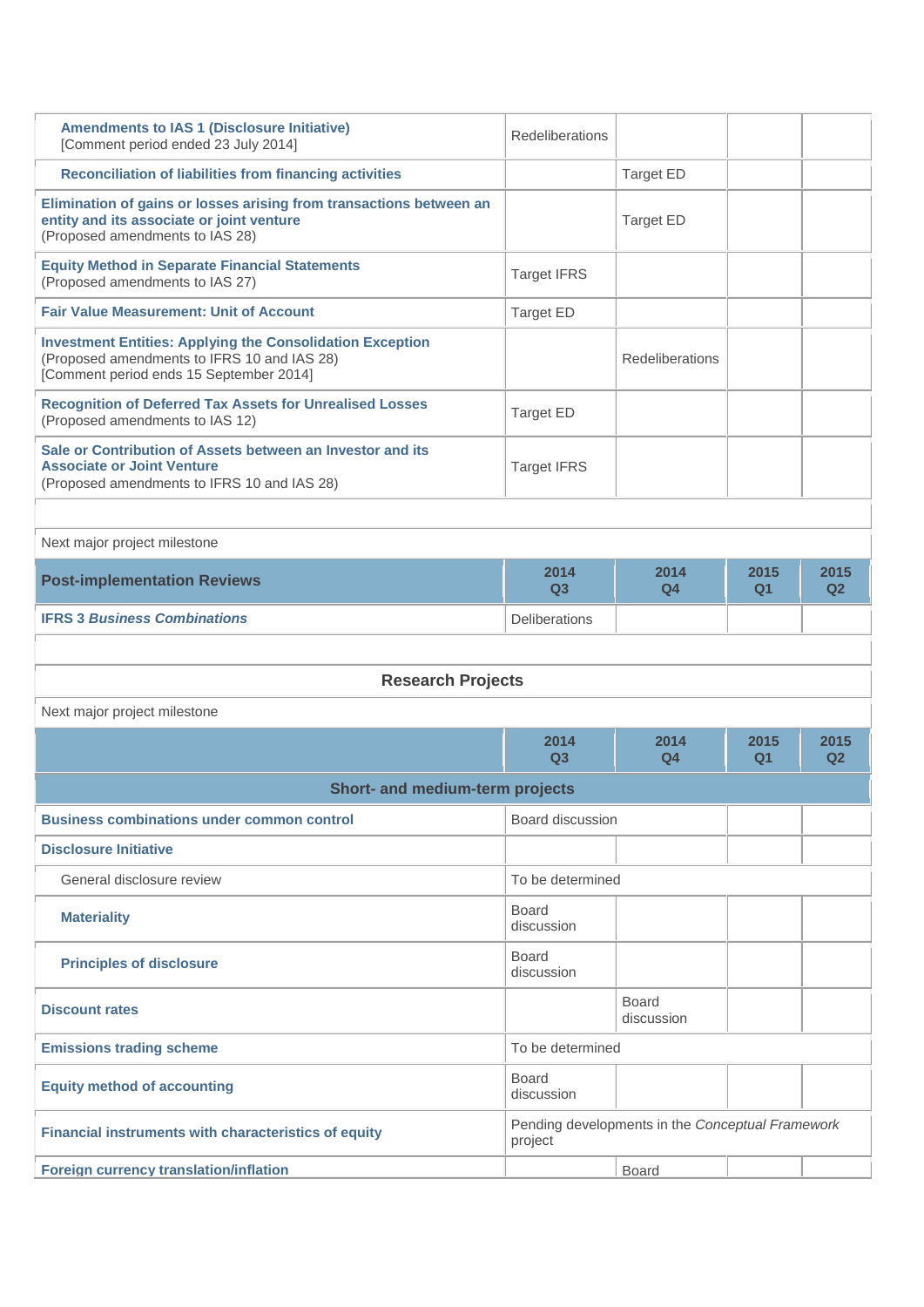| | | | | |
|---|---|---|---|---|
| **Amendments to IAS 1 (Disclosure Initiative)** [Comment period ended 23 July 2014] | Redeliberations | | | |
| **Reconciliation of liabilities from financing activities** | | Target ED | | |
| **Elimination of gains or losses arising from transactions between an entity and its associate or joint venture** (Proposed amendments to IAS 28) | | Target ED | | |
| **Equity Method in Separate Financial Statements** (Proposed amendments to IAS 27) | Target IFRS | | | |
| **Fair Value Measurement: Unit of Account** | Target ED | | | |
| **Investment Entities: Applying the Consolidation Exception** (Proposed amendments to IFRS 10 and IAS 28) [Comment period ends 15 September 2014] | | Redeliberations | | |
| **Recognition of Deferred Tax Assets for Unrealised Losses** (Proposed amendments to IAS 12) | Target ED | | | |
| **Sale or Contribution of Assets between an Investor and its Associate or Joint Venture** (Proposed amendments to IFRS 10 and IAS 28) | Target IFRS | | | |

Next major project milestone

| Post-implementation Reviews | 2014 Q3 | 2014 Q4 | 2015 Q1 | 2015 Q2 |
|---|---|---|---|---|
| **IFRS 3 *Business Combinations*** | Deliberations | | | |

## Research Projects

Next major project milestone

| | 2014 Q3 | 2014 Q4 | 2015 Q1 | 2015 Q2 |
|---|---|---|---|---|
| **Short- and medium-term projects** | | | | |
| **Business combinations under common control** | Board discussion | | | |
| **Disclosure Initiative** | | | | |
| General disclosure review | To be determined | | | |
| **Materiality** | Board discussion | | | |
| **Principles of disclosure** | Board discussion | | | |
| **Discount rates** | | Board discussion | | |
| **Emissions trading scheme** | To be determined | | | |
| **Equity method of accounting** | Board discussion | | | |
| **Financial instruments with characteristics of equity** | Pending developments in the *Conceptual Framework* project | | | |
| **Foreign currency translation/inflation** | | Board | | |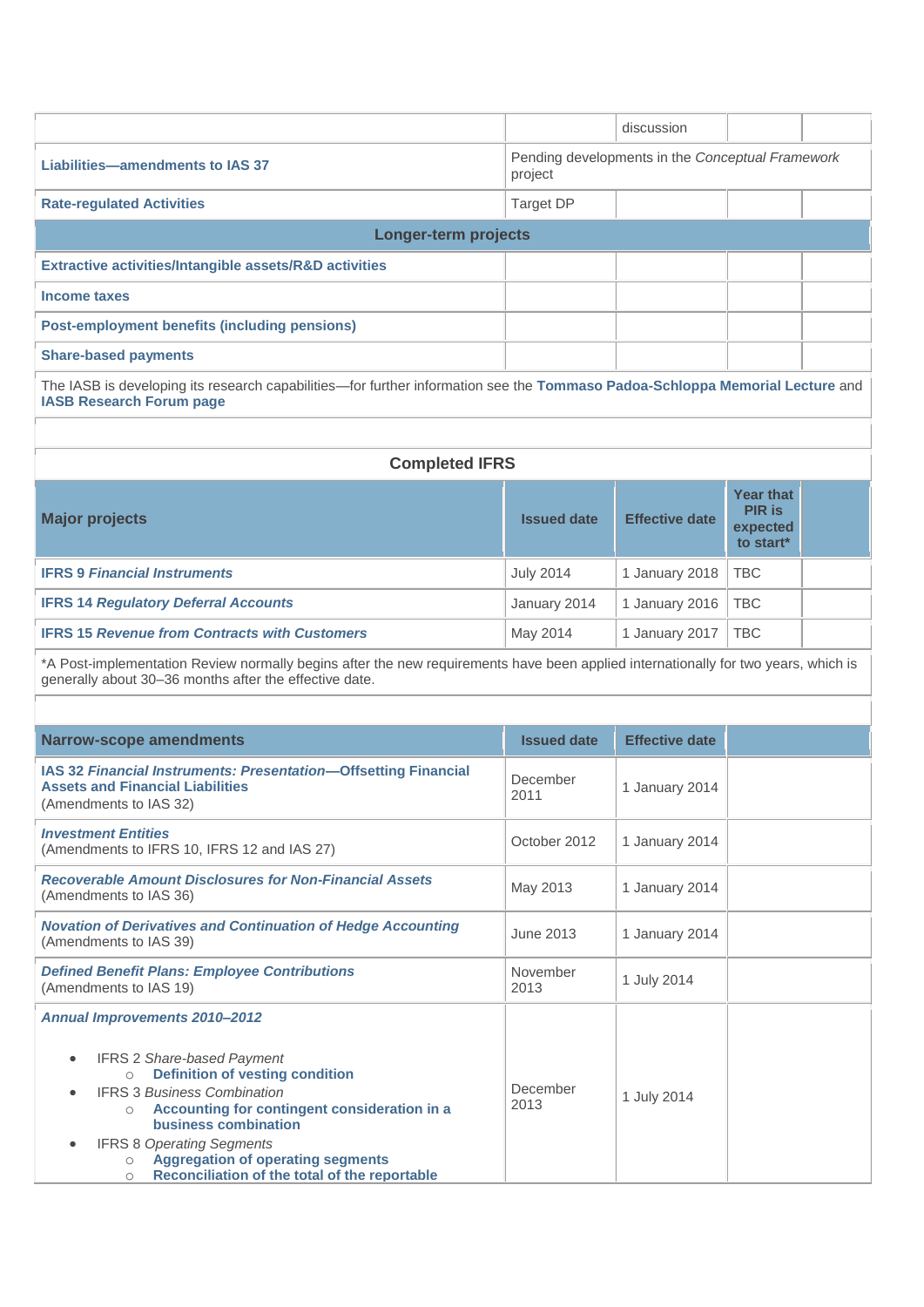| | | discussion | | |
|---|---|---|---|---|
| **Liabilities—amendments to IAS 37** | Pending developments in the *Conceptual Framework* project | | | |
| **Rate-regulated Activities** | Target DP | | | |
| **Longer-term projects** | | | | |
| **Extractive activities/Intangible assets/R&D activities** | | | | |
| **Income taxes** | | | | |
| **Post-employment benefits (including pensions)** | | | | |
| **Share-based payments** | | | | |

The IASB is developing its research capabilities—for further information see the **Tommaso Padoa-Schioppa Memorial Lecture** and **IASB Research Forum page**

**Completed IFRS**

| Major projects | Issued date | Effective date | Year that PIR is expected to start* | |
|---|---|---|---|---|
| **IFRS 9 *Financial Instruments*** | July 2014 | 1 January 2018 | TBC | |
| **IFRS 14 *Regulatory Deferral Accounts*** | January 2014 | 1 January 2016 | TBC | |
| **IFRS 15 *Revenue from Contracts with Customers*** | May 2014 | 1 January 2017 | TBC | |

*A Post-implementation Review normally begins after the new requirements have been applied internationally for two years, which is generally about 30–36 months after the effective date.

| Narrow-scope amendments | Issued date | Effective date | |
|---|---|---|---|
| **IAS 32 *Financial Instruments: Presentation*—Offsetting Financial Assets and Financial Liabilities** (Amendments to IAS 32) | December 2011 | 1 January 2014 | |
| ***Investment Entities*** (Amendments to IFRS 10, IFRS 12 and IAS 27) | October 2012 | 1 January 2014 | |
| ***Recoverable Amount Disclosures for Non-Financial Assets*** (Amendments to IAS 36) | May 2013 | 1 January 2014 | |
| ***Novation of Derivatives and Continuation of Hedge Accounting*** (Amendments to IAS 39) | June 2013 | 1 January 2014 | |
| ***Defined Benefit Plans: Employee Contributions*** (Amendments to IAS 19) | November 2013 | 1 July 2014 | |
| ***Annual Improvements 2010–2012***<br>• IFRS 2 *Share-based Payment*<br>○ **Definition of vesting condition**<br>• IFRS 3 *Business Combination*<br>○ **Accounting for contingent consideration in a business combination**<br>• IFRS 8 *Operating Segments*<br>○ **Aggregation of operating segments**<br>○ **Reconciliation of the total of the reportable** | December 2013 | 1 July 2014 | |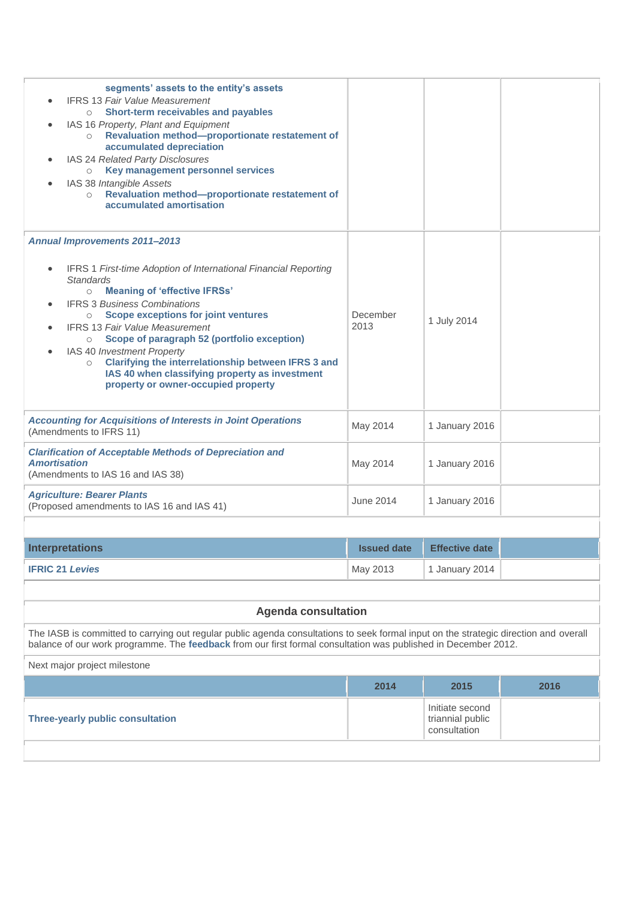| | | | |
|---|---|---|---|
| **segments' assets to the entity's assets**<br>• IFRS 13 *Fair Value Measurement*<br>  ○ **Short-term receivables and payables**<br>• IAS 16 *Property, Plant and Equipment*<br>  ○ **Revaluation method—proportionate restatement of accumulated depreciation**<br>• IAS 24 *Related Party Disclosures*<br>  ○ **Key management personnel services**<br>• IAS 38 *Intangible Assets*<br>  ○ **Revaluation method—proportionate restatement of accumulated amortisation** | | | |
| ***Annual Improvements 2011–2013***<br><br>• IFRS 1 *First-time Adoption of International Financial Reporting Standards*<br>  ○ **Meaning of 'effective IFRSs'**<br>• IFRS 3 *Business Combinations*<br>  ○ **Scope exceptions for joint ventures**<br>• IFRS 13 *Fair Value Measurement*<br>  ○ **Scope of paragraph 52 (portfolio exception)**<br>• IAS 40 *Investment Property*<br>  ○ **Clarifying the interrelationship between IFRS 3 and IAS 40 when classifying property as investment property or owner-occupied property** | December 2013 | 1 July 2014 | |
| ***Accounting for Acquisitions of Interests in Joint Operations***<br>(Amendments to IFRS 11) | May 2014 | 1 January 2016 | |
| ***Clarification of Acceptable Methods of Depreciation and Amortisation***<br>(Amendments to IAS 16 and IAS 38) | May 2014 | 1 January 2016 | |
| ***Agriculture: Bearer Plants***<br>(Proposed amendments to IAS 16 and IAS 41) | June 2014 | 1 January 2016 | |

| Interpretations | Issued date | Effective date | |
|---|---|---|---|
| **IFRIC 21 *Levies*** | May 2013 | 1 January 2014 | |

## Agenda consultation

The IASB is committed to carrying out regular public agenda consultations to seek formal input on the strategic direction and overall balance of our work programme. The **feedback** from our first formal consultation was published in December 2012.

Next major project milestone

| | 2014 | 2015 | 2016 |
|---|---|---|---|
| **Three-yearly public consultation** | | Initiate second triannial public consultation | |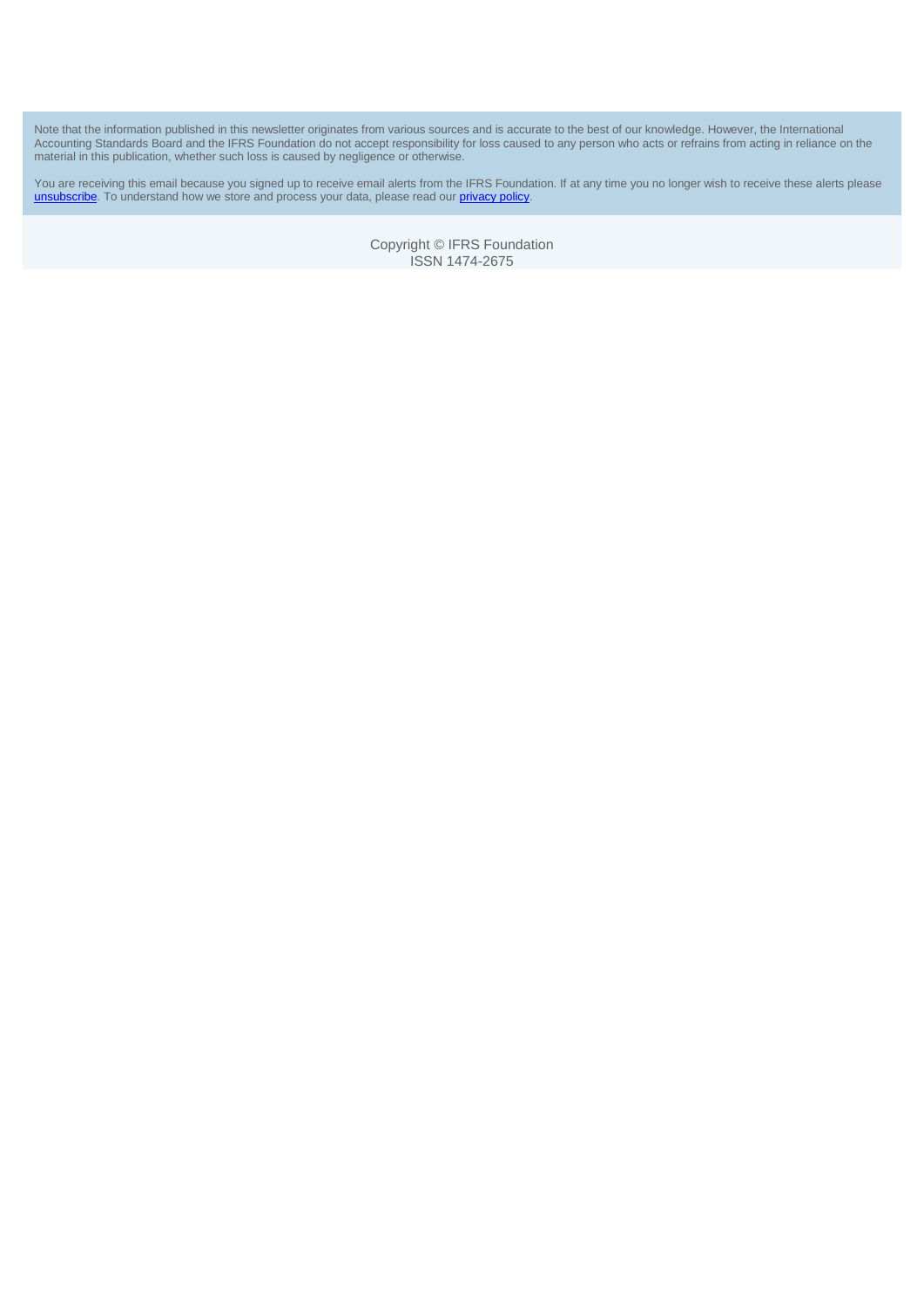Note that the information published in this newsletter originates from various sources and is accurate to the best of our knowledge. However, the International Accounting Standards Board and the IFRS Foundation do not accept responsibility for loss caused to any person who acts or refrains from acting in reliance on the material in this publication, whether such loss is caused by negligence or otherwise.

You are receiving this email because you signed up to receive email alerts from the IFRS Foundation. If at any time you no longer wish to receive these alerts please unsubscribe. To understand how we store and process your data, please read our privacy policy.

Copyright © IFRS Foundation
ISSN 1474-2675